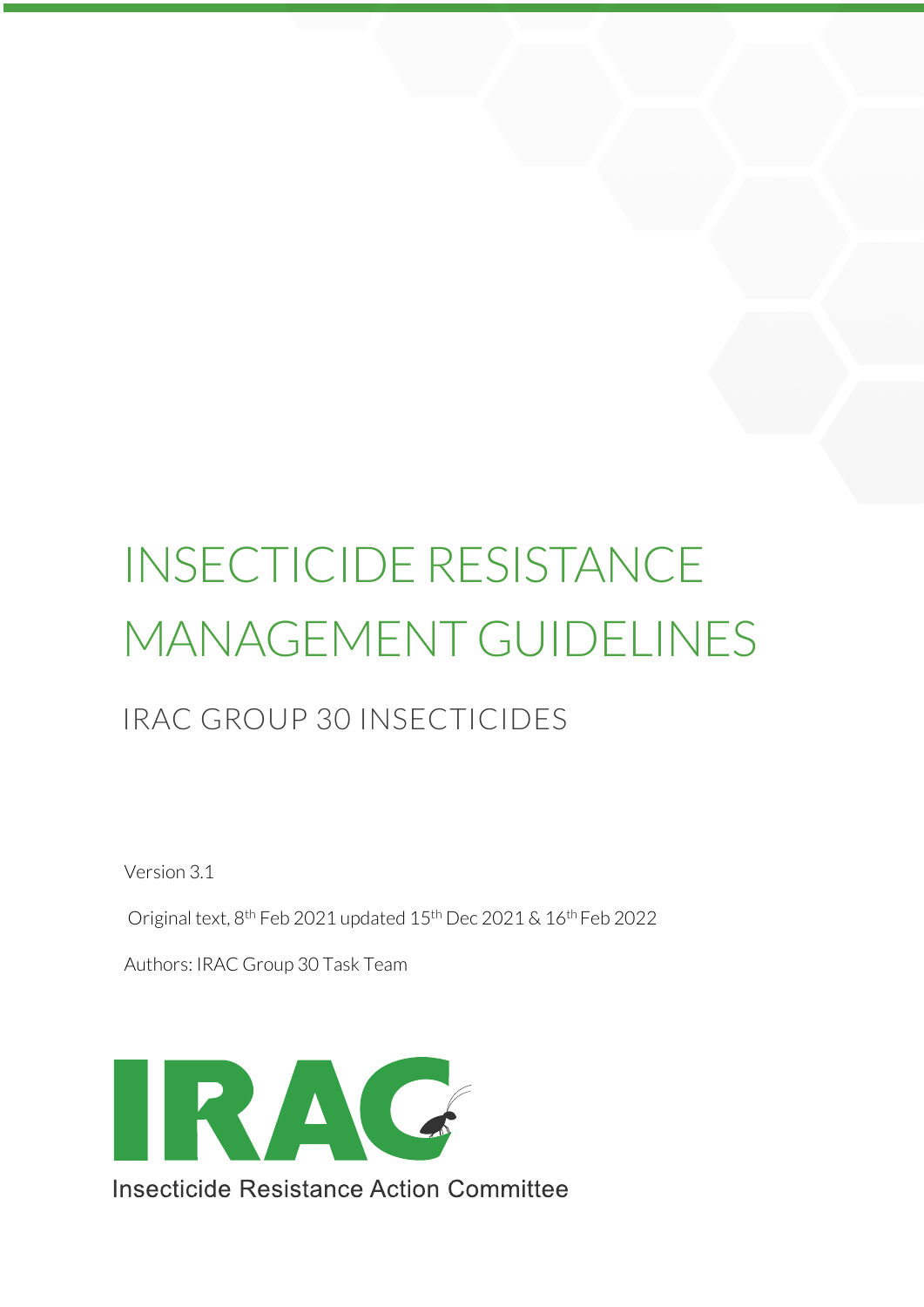# INSECTICIDE RESISTANCE MANAGEMENT GUIDELINES

## IRAC GROUP 30 INSECTICIDES

Version 3.1

Original text, 8th Feb 2021 updated 15th Dec 2021 & 16th Feb 2022

Authors: IRAC Group 30 Task Team

IRAC

Insecticide Resistance Action Committee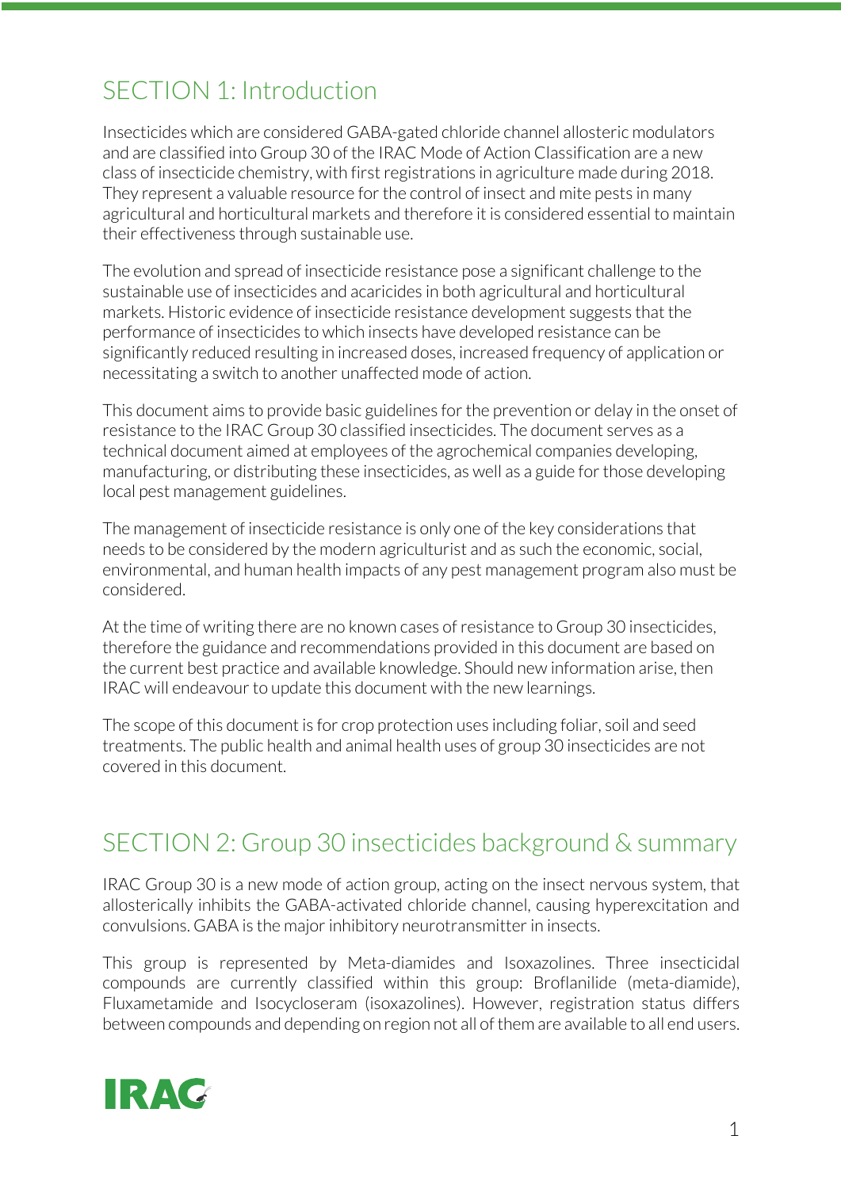## SECTION 1: Introduction

Insecticides which are considered GABA-gated chloride channel allosteric modulators and are classified into Group 30 of the IRAC Mode of Action Classification are a new class of insecticide chemistry, with first registrations in agriculture made during 2018. They represent a valuable resource for the control of insect and mite pests in many agricultural and horticultural markets and therefore it is considered essential to maintain their effectiveness through sustainable use.

The evolution and spread of insecticide resistance pose a significant challenge to the sustainable use of insecticides and acaricides in both agricultural and horticultural markets. Historic evidence of insecticide resistance development suggests that the performance of insecticides to which insects have developed resistance can be significantly reduced resulting in increased doses, increased frequency of application or necessitating a switch to another unaffected mode of action.

This document aims to provide basic guidelines for the prevention or delay in the onset of resistance to the IRAC Group 30 classified insecticides. The document serves as a technical document aimed at employees of the agrochemical companies developing, manufacturing, or distributing these insecticides, as well as a guide for those developing local pest management guidelines.

The management of insecticide resistance is only one of the key considerations that needs to be considered by the modern agriculturist and as such the economic, social, environmental, and human health impacts of any pest management program also must be considered.

At the time of writing there are no known cases of resistance to Group 30 insecticides, therefore the guidance and recommendations provided in this document are based on the current best practice and available knowledge. Should new information arise, then IRAC will endeavour to update this document with the new learnings.

The scope of this document is for crop protection uses including foliar, soil and seed treatments. The public health and animal health uses of group 30 insecticides are not covered in this document.

## SECTION 2: Group 30 insecticides background & summary

IRAC Group 30 is a new mode of action group, acting on the insect nervous system, that allosterically inhibits the GABA-activated chloride channel, causing hyperexcitation and convulsions. GABA is the major inhibitory neurotransmitter in insects.

This group is represented by Meta-diamides and Isoxazolines. Three insecticidal compounds are currently classified within this group: Broflanilide (meta-diamide), Fluxametamide and Isocycloseram (isoxazolines). However, registration status differs between compounds and depending on region not all of them are available to all end users.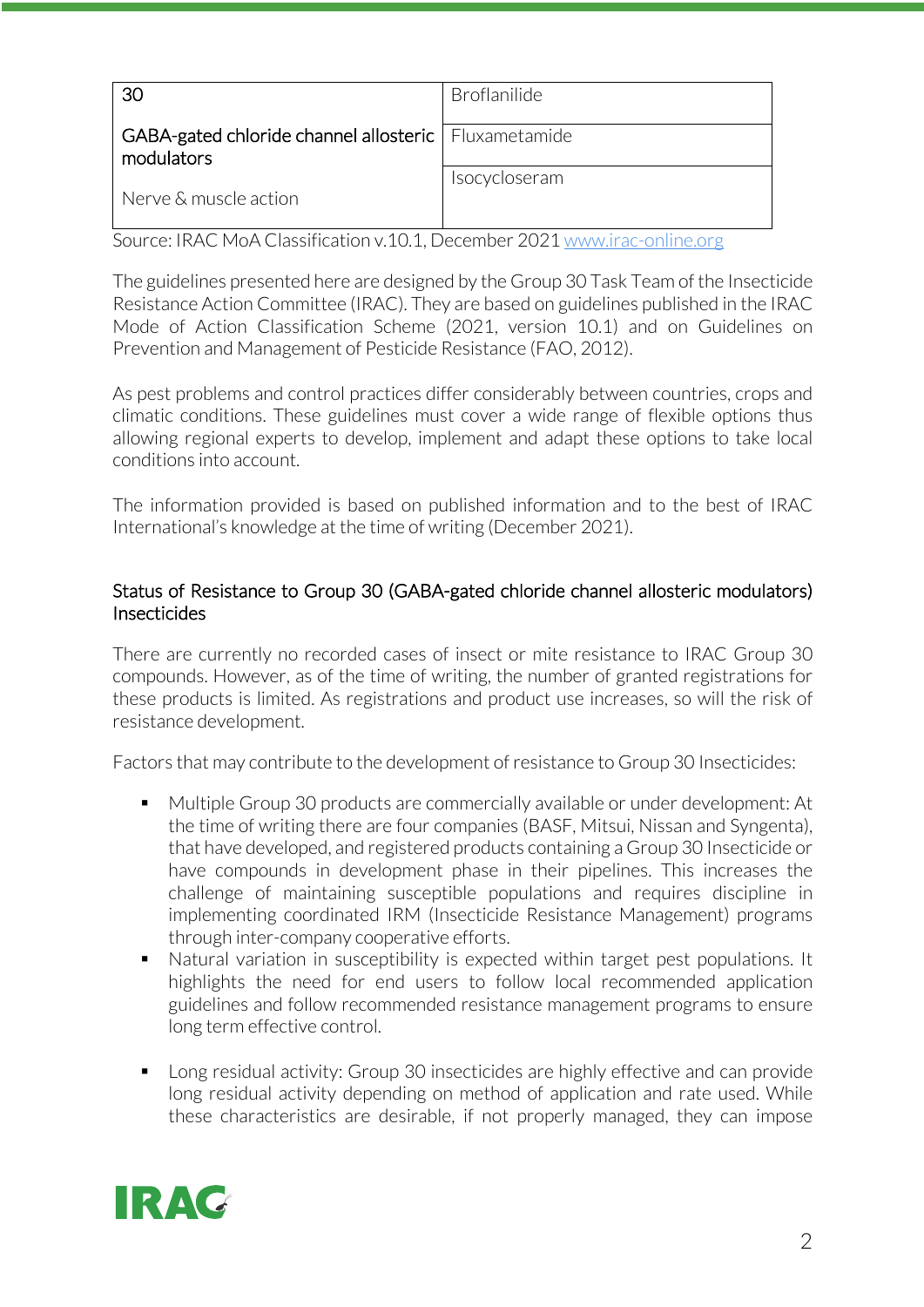| 30<br><br>GABA-gated chloride channel allosteric modulators<br><br>Nerve & muscle action | Broflanilide |
|---|---|
| | Fluxametamide |
| | Isocycloseram |

Source: IRAC MoA Classification v.10.1, December 2021 www.irac-online.org

The guidelines presented here are designed by the Group 30 Task Team of the Insecticide Resistance Action Committee (IRAC). They are based on guidelines published in the IRAC Mode of Action Classification Scheme (2021, version 10.1) and on Guidelines on Prevention and Management of Pesticide Resistance (FAO, 2012).

As pest problems and control practices differ considerably between countries, crops and climatic conditions. These guidelines must cover a wide range of flexible options thus allowing regional experts to develop, implement and adapt these options to take local conditions into account.

The information provided is based on published information and to the best of IRAC International's knowledge at the time of writing (December 2021).

## Status of Resistance to Group 30 (GABA-gated chloride channel allosteric modulators) Insecticides

There are currently no recorded cases of insect or mite resistance to IRAC Group 30 compounds. However, as of the time of writing, the number of granted registrations for these products is limited. As registrations and product use increases, so will the risk of resistance development.

Factors that may contribute to the development of resistance to Group 30 Insecticides:

- Multiple Group 30 products are commercially available or under development: At the time of writing there are four companies (BASF, Mitsui, Nissan and Syngenta), that have developed, and registered products containing a Group 30 Insecticide or have compounds in development phase in their pipelines. This increases the challenge of maintaining susceptible populations and requires discipline in implementing coordinated IRM (Insecticide Resistance Management) programs through inter-company cooperative efforts.
- Natural variation in susceptibility is expected within target pest populations. It highlights the need for end users to follow local recommended application guidelines and follow recommended resistance management programs to ensure long term effective control.
- Long residual activity: Group 30 insecticides are highly effective and can provide long residual activity depending on method of application and rate used. While these characteristics are desirable, if not properly managed, they can impose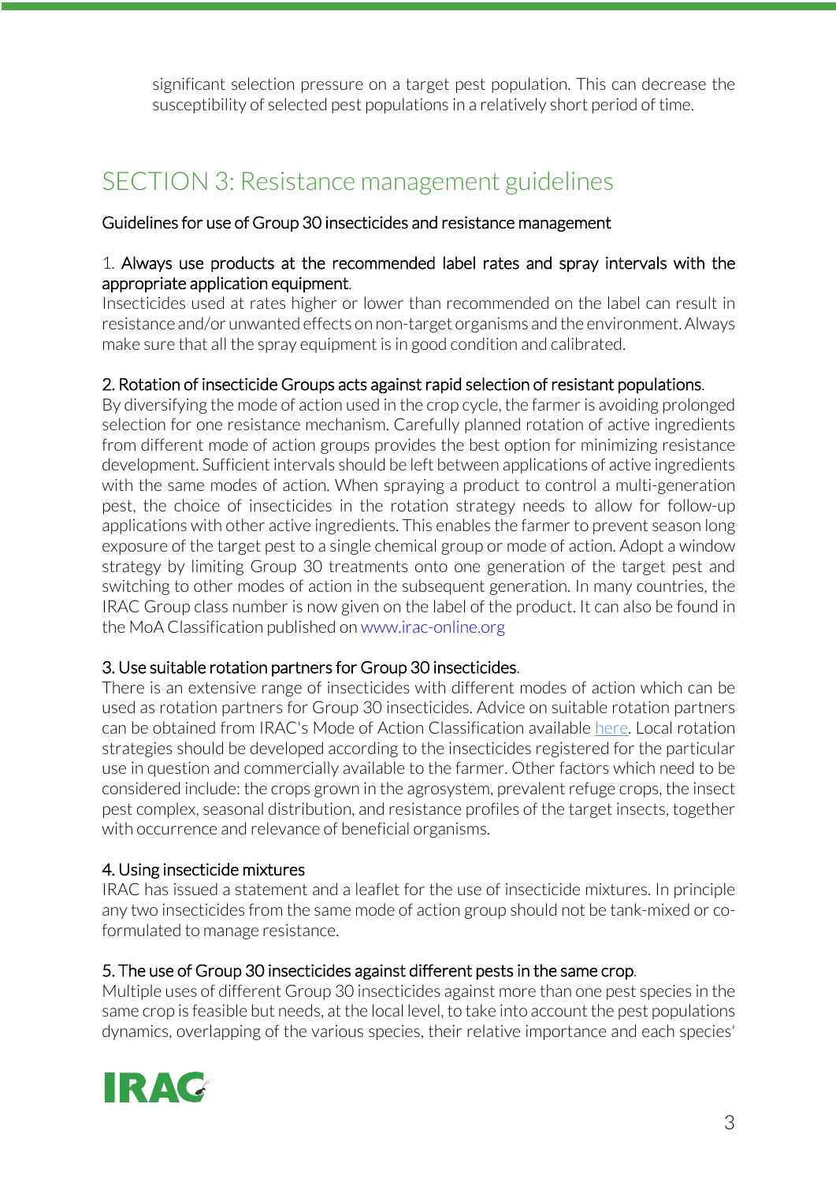significant selection pressure on a target pest population. This can decrease the susceptibility of selected pest populations in a relatively short period of time.

## SECTION 3: Resistance management guidelines

Guidelines for use of Group 30 insecticides and resistance management

1. Always use products at the recommended label rates and spray intervals with the appropriate application equipment.
Insecticides used at rates higher or lower than recommended on the label can result in resistance and/or unwanted effects on non-target organisms and the environment. Always make sure that all the spray equipment is in good condition and calibrated.

2. Rotation of insecticide Groups acts against rapid selection of resistant populations.
By diversifying the mode of action used in the crop cycle, the farmer is avoiding prolonged selection for one resistance mechanism. Carefully planned rotation of active ingredients from different mode of action groups provides the best option for minimizing resistance development. Sufficient intervals should be left between applications of active ingredients with the same modes of action. When spraying a product to control a multi-generation pest, the choice of insecticides in the rotation strategy needs to allow for follow-up applications with other active ingredients. This enables the farmer to prevent season long exposure of the target pest to a single chemical group or mode of action. Adopt a window strategy by limiting Group 30 treatments onto one generation of the target pest and switching to other modes of action in the subsequent generation. In many countries, the IRAC Group class number is now given on the label of the product. It can also be found in the MoA Classification published on www.irac-online.org

3. Use suitable rotation partners for Group 30 insecticides.
There is an extensive range of insecticides with different modes of action which can be used as rotation partners for Group 30 insecticides. Advice on suitable rotation partners can be obtained from IRAC's Mode of Action Classification available here. Local rotation strategies should be developed according to the insecticides registered for the particular use in question and commercially available to the farmer. Other factors which need to be considered include: the crops grown in the agrosystem, prevalent refuge crops, the insect pest complex, seasonal distribution, and resistance profiles of the target insects, together with occurrence and relevance of beneficial organisms.

4. Using insecticide mixtures
IRAC has issued a statement and a leaflet for the use of insecticide mixtures. In principle any two insecticides from the same mode of action group should not be tank-mixed or co-formulated to manage resistance.

5. The use of Group 30 insecticides against different pests in the same crop.
Multiple uses of different Group 30 insecticides against more than one pest species in the same crop is feasible but needs, at the local level, to take into account the pest populations dynamics, overlapping of the various species, their relative importance and each species'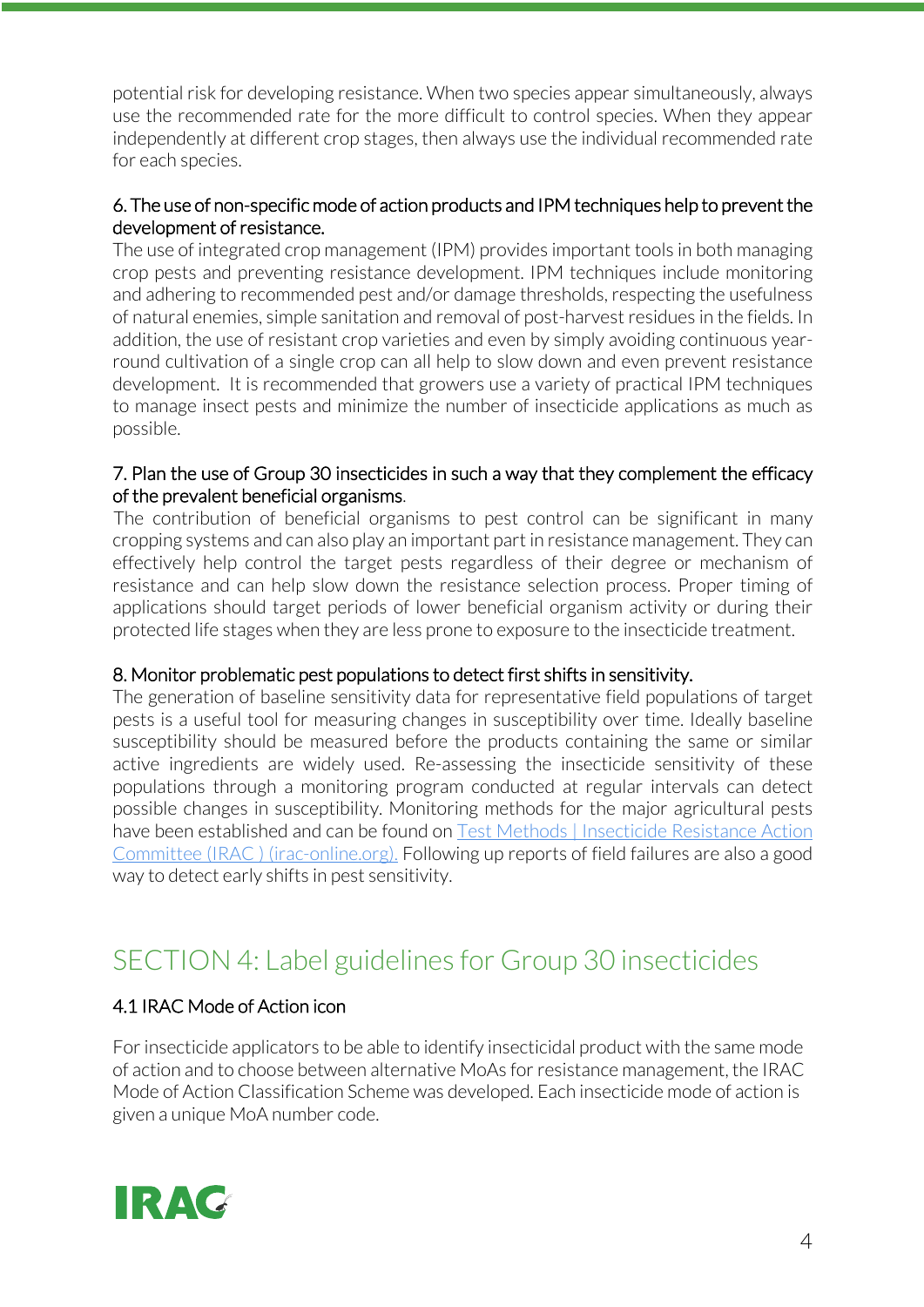potential risk for developing resistance. When two species appear simultaneously, always use the recommended rate for the more difficult to control species. When they appear independently at different crop stages, then always use the individual recommended rate for each species.

**6. The use of non-specific mode of action products and IPM techniques help to prevent the development of resistance.**

The use of integrated crop management (IPM) provides important tools in both managing crop pests and preventing resistance development. IPM techniques include monitoring and adhering to recommended pest and/or damage thresholds, respecting the usefulness of natural enemies, simple sanitation and removal of post-harvest residues in the fields. In addition, the use of resistant crop varieties and even by simply avoiding continuous year-round cultivation of a single crop can all help to slow down and even prevent resistance development. It is recommended that growers use a variety of practical IPM techniques to manage insect pests and minimize the number of insecticide applications as much as possible.

**7. Plan the use of Group 30 insecticides in such a way that they complement the efficacy of the prevalent beneficial organisms.**

The contribution of beneficial organisms to pest control can be significant in many cropping systems and can also play an important part in resistance management. They can effectively help control the target pests regardless of their degree or mechanism of resistance and can help slow down the resistance selection process. Proper timing of applications should target periods of lower beneficial organism activity or during their protected life stages when they are less prone to exposure to the insecticide treatment.

**8. Monitor problematic pest populations to detect first shifts in sensitivity.**

The generation of baseline sensitivity data for representative field populations of target pests is a useful tool for measuring changes in susceptibility over time. Ideally baseline susceptibility should be measured before the products containing the same or similar active ingredients are widely used. Re-assessing the insecticide sensitivity of these populations through a monitoring program conducted at regular intervals can detect possible changes in susceptibility. Monitoring methods for the major agricultural pests have been established and can be found on [Test Methods | Insecticide Resistance Action Committee (IRAC ) (irac-online.org).](irac-online.org) Following up reports of field failures are also a good way to detect early shifts in pest sensitivity.

## SECTION 4: Label guidelines for Group 30 insecticides

### 4.1 IRAC Mode of Action icon

For insecticide applicators to be able to identify insecticidal product with the same mode of action and to choose between alternative MoAs for resistance management, the IRAC Mode of Action Classification Scheme was developed. Each insecticide mode of action is given a unique MoA number code.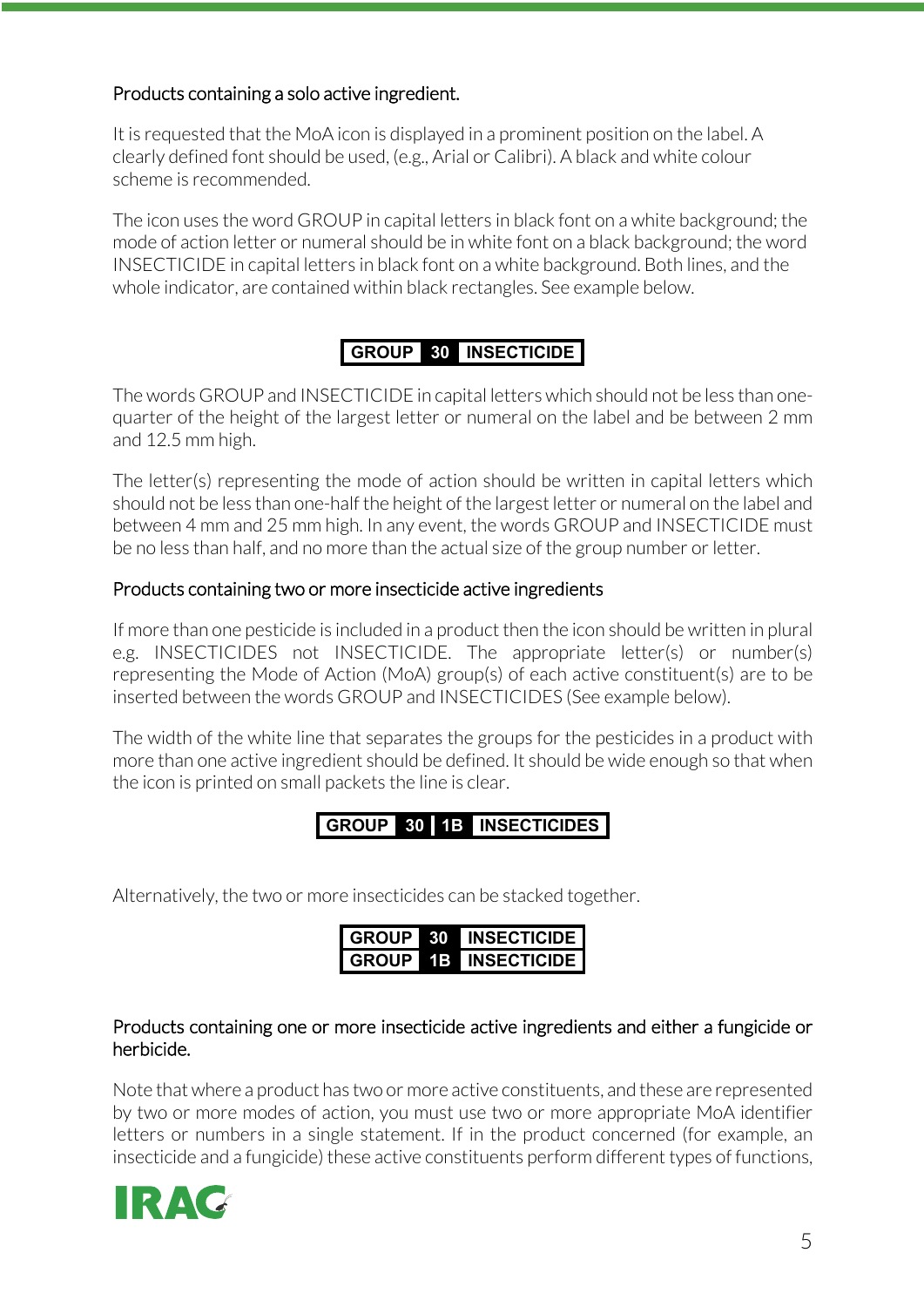### Products containing a solo active ingredient.

It is requested that the MoA icon is displayed in a prominent position on the label. A clearly defined font should be used, (e.g., Arial or Calibri). A black and white colour scheme is recommended.

The icon uses the word GROUP in capital letters in black font on a white background; the mode of action letter or numeral should be in white font on a black background; the word INSECTICIDE in capital letters in black font on a white background. Both lines, and the whole indicator, are contained within black rectangles. See example below.

**GROUP 30 INSECTICIDE**

The words GROUP and INSECTICIDE in capital letters which should not be less than one-quarter of the height of the largest letter or numeral on the label and be between 2 mm and 12.5 mm high.

The letter(s) representing the mode of action should be written in capital letters which should not be less than one-half the height of the largest letter or numeral on the label and between 4 mm and 25 mm high. In any event, the words GROUP and INSECTICIDE must be no less than half, and no more than the actual size of the group number or letter.

### Products containing two or more insecticide active ingredients

If more than one pesticide is included in a product then the icon should be written in plural e.g. INSECTICIDES not INSECTICIDE. The appropriate letter(s) or number(s) representing the Mode of Action (MoA) group(s) of each active constituent(s) are to be inserted between the words GROUP and INSECTICIDES (See example below).

The width of the white line that separates the groups for the pesticides in a product with more than one active ingredient should be defined. It should be wide enough so that when the icon is printed on small packets the line is clear.

**GROUP 30 | 1B INSECTICIDES**

Alternatively, the two or more insecticides can be stacked together.

**GROUP 30 INSECTICIDE**
**GROUP 1B INSECTICIDE**

### Products containing one or more insecticide active ingredients and either a fungicide or herbicide.

Note that where a product has two or more active constituents, and these are represented by two or more modes of action, you must use two or more appropriate MoA identifier letters or numbers in a single statement. If in the product concerned (for example, an insecticide and a fungicide) these active constituents perform different types of functions,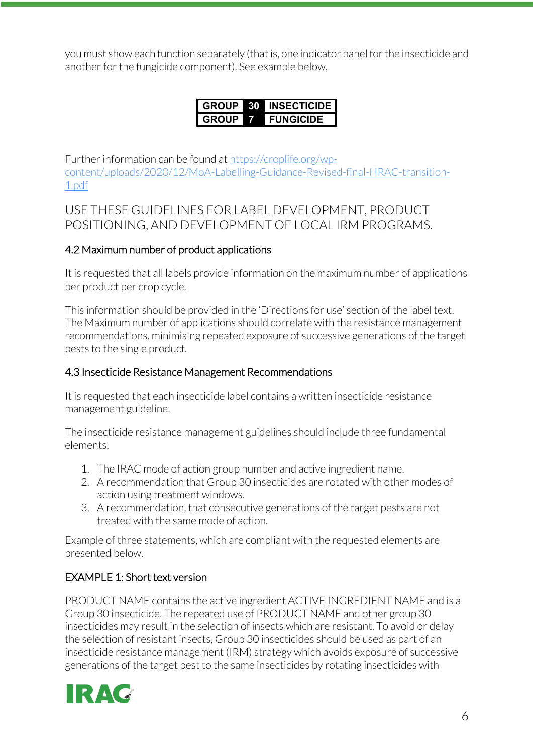you must show each function separately (that is, one indicator panel for the insecticide and another for the fungicide component). See example below.

| GROUP | 30 | INSECTICIDE |
|---|---|---|
| GROUP | 7 | FUNGICIDE |

Further information can be found at https://croplife.org/wp-content/uploads/2020/12/MoA-Labelling-Guidance-Revised-final-HRAC-transition-1.pdf

USE THESE GUIDELINES FOR LABEL DEVELOPMENT, PRODUCT POSITIONING, AND DEVELOPMENT OF LOCAL IRM PROGRAMS.

### 4.2 Maximum number of product applications

It is requested that all labels provide information on the maximum number of applications per product per crop cycle.

This information should be provided in the 'Directions for use' section of the label text. The Maximum number of applications should correlate with the resistance management recommendations, minimising repeated exposure of successive generations of the target pests to the single product.

### 4.3 Insecticide Resistance Management Recommendations

It is requested that each insecticide label contains a written insecticide resistance management guideline.

The insecticide resistance management guidelines should include three fundamental elements.

1. The IRAC mode of action group number and active ingredient name.
2. A recommendation that Group 30 insecticides are rotated with other modes of action using treatment windows.
3. A recommendation, that consecutive generations of the target pests are not treated with the same mode of action.

Example of three statements, which are compliant with the requested elements are presented below.

#### EXAMPLE 1: Short text version

PRODUCT NAME contains the active ingredient ACTIVE INGREDIENT NAME and is a Group 30 insecticide. The repeated use of PRODUCT NAME and other group 30 insecticides may result in the selection of insects which are resistant. To avoid or delay the selection of resistant insects, Group 30 insecticides should be used as part of an insecticide resistance management (IRM) strategy which avoids exposure of successive generations of the target pest to the same insecticides by rotating insecticides with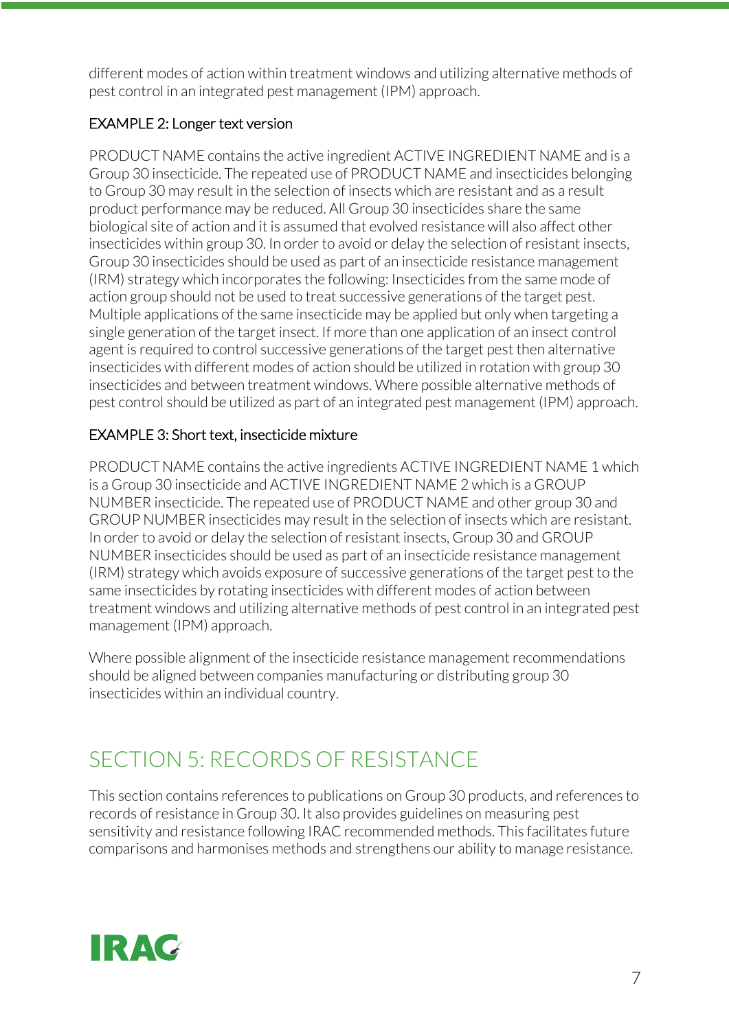different modes of action within treatment windows and utilizing alternative methods of pest control in an integrated pest management (IPM) approach.

### EXAMPLE 2: Longer text version

PRODUCT NAME contains the active ingredient ACTIVE INGREDIENT NAME and is a Group 30 insecticide. The repeated use of PRODUCT NAME and insecticides belonging to Group 30 may result in the selection of insects which are resistant and as a result product performance may be reduced. All Group 30 insecticides share the same biological site of action and it is assumed that evolved resistance will also affect other insecticides within group 30. In order to avoid or delay the selection of resistant insects, Group 30 insecticides should be used as part of an insecticide resistance management (IRM) strategy which incorporates the following: Insecticides from the same mode of action group should not be used to treat successive generations of the target pest. Multiple applications of the same insecticide may be applied but only when targeting a single generation of the target insect. If more than one application of an insect control agent is required to control successive generations of the target pest then alternative insecticides with different modes of action should be utilized in rotation with group 30 insecticides and between treatment windows. Where possible alternative methods of pest control should be utilized as part of an integrated pest management (IPM) approach.

### EXAMPLE 3: Short text, insecticide mixture

PRODUCT NAME contains the active ingredients ACTIVE INGREDIENT NAME 1 which is a Group 30 insecticide and ACTIVE INGREDIENT NAME 2 which is a GROUP NUMBER insecticide. The repeated use of PRODUCT NAME and other group 30 and GROUP NUMBER insecticides may result in the selection of insects which are resistant. In order to avoid or delay the selection of resistant insects, Group 30 and GROUP NUMBER insecticides should be used as part of an insecticide resistance management (IRM) strategy which avoids exposure of successive generations of the target pest to the same insecticides by rotating insecticides with different modes of action between treatment windows and utilizing alternative methods of pest control in an integrated pest management (IPM) approach.

Where possible alignment of the insecticide resistance management recommendations should be aligned between companies manufacturing or distributing group 30 insecticides within an individual country.

## SECTION 5: RECORDS OF RESISTANCE

This section contains references to publications on Group 30 products, and references to records of resistance in Group 30. It also provides guidelines on measuring pest sensitivity and resistance following IRAC recommended methods. This facilitates future comparisons and harmonises methods and strengthens our ability to manage resistance.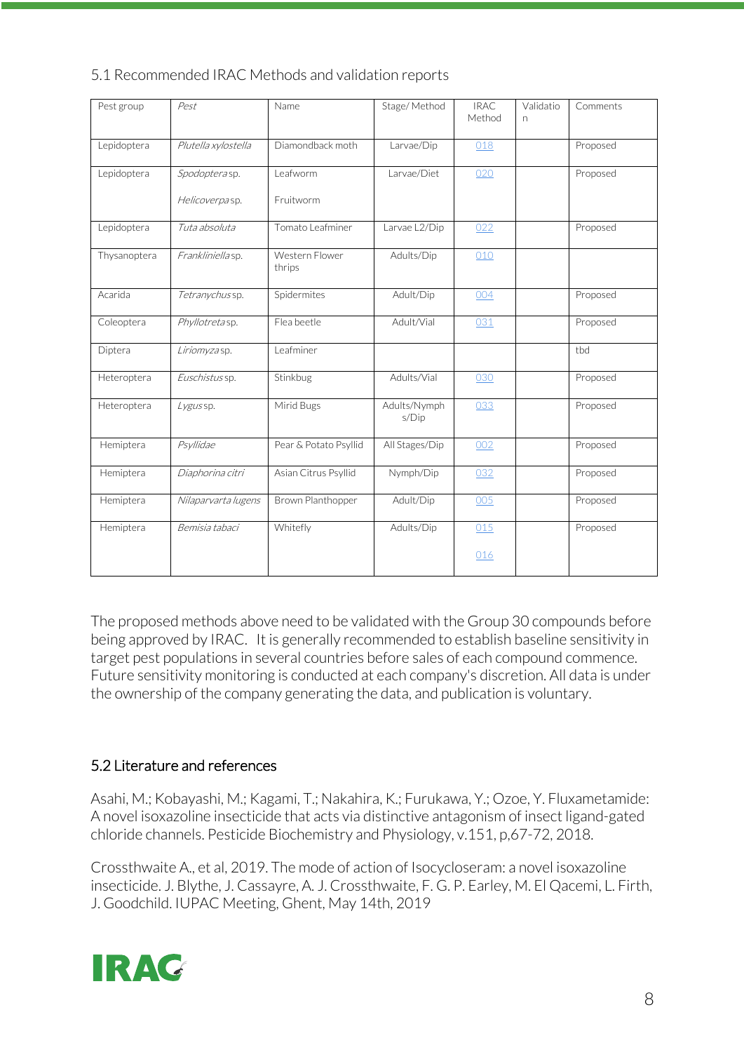## 5.1 Recommended IRAC Methods and validation reports

| Pest group | *Pest* | Name | Stage/ Method | IRAC Method | Validation | Comments |
|---|---|---|---|---|---|---|
| Lepidoptera | *Plutella xylostella* | Diamondback moth | Larvae/Dip | 018 | | Proposed |
| Lepidoptera | *Spodoptera* sp.<br>*Helicoverpa* sp. | Leafworm<br>Fruitworm | Larvae/Diet | 020 | | Proposed |
| Lepidoptera | *Tuta absoluta* | Tomato Leafminer | Larvae L2/Dip | 022 | | Proposed |
| Thysanoptera | *Frankliniella* sp. | Western Flower thrips | Adults/Dip | 010 | | |
| Acarida | *Tetranychus* sp. | Spidermites | Adult/Dip | 004 | | Proposed |
| Coleoptera | *Phyllotreta* sp. | Flea beetle | Adult/Vial | 031 | | Proposed |
| Diptera | *Liriomyza* sp. | Leafminer | | | | tbd |
| Heteroptera | *Euschistus* sp. | Stinkbug | Adults/Vial | 030 | | Proposed |
| Heteroptera | *Lygus* sp. | Mirid Bugs | Adults/Nymphs/Dip | 033 | | Proposed |
| Hemiptera | *Psyllidae* | Pear & Potato Psyllid | All Stages/Dip | 002 | | Proposed |
| Hemiptera | *Diaphorina citri* | Asian Citrus Psyllid | Nymph/Dip | 032 | | Proposed |
| Hemiptera | *Nilaparvarta lugens* | Brown Planthopper | Adult/Dip | 005 | | Proposed |
| Hemiptera | *Bemisia tabaci* | Whitefly | Adults/Dip | 015<br>016 | | Proposed |

The proposed methods above need to be validated with the Group 30 compounds before being approved by IRAC. It is generally recommended to establish baseline sensitivity in target pest populations in several countries before sales of each compound commence. Future sensitivity monitoring is conducted at each company's discretion. All data is under the ownership of the company generating the data, and publication is voluntary.

## 5.2 Literature and references

Asahi, M.; Kobayashi, M.; Kagami, T.; Nakahira, K.; Furukawa, Y.; Ozoe, Y. Fluxametamide: A novel isoxazoline insecticide that acts via distinctive antagonism of insect ligand-gated chloride channels. Pesticide Biochemistry and Physiology, v.151, p,67-72, 2018.

Crossthwaite A., et al, 2019. The mode of action of Isocycloseram: a novel isoxazoline insecticide. J. Blythe, J. Cassayre, A. J. Crossthwaite, F. G. P. Earley, M. El Qacemi, L. Firth, J. Goodchild. IUPAC Meeting, Ghent, May 14th, 2019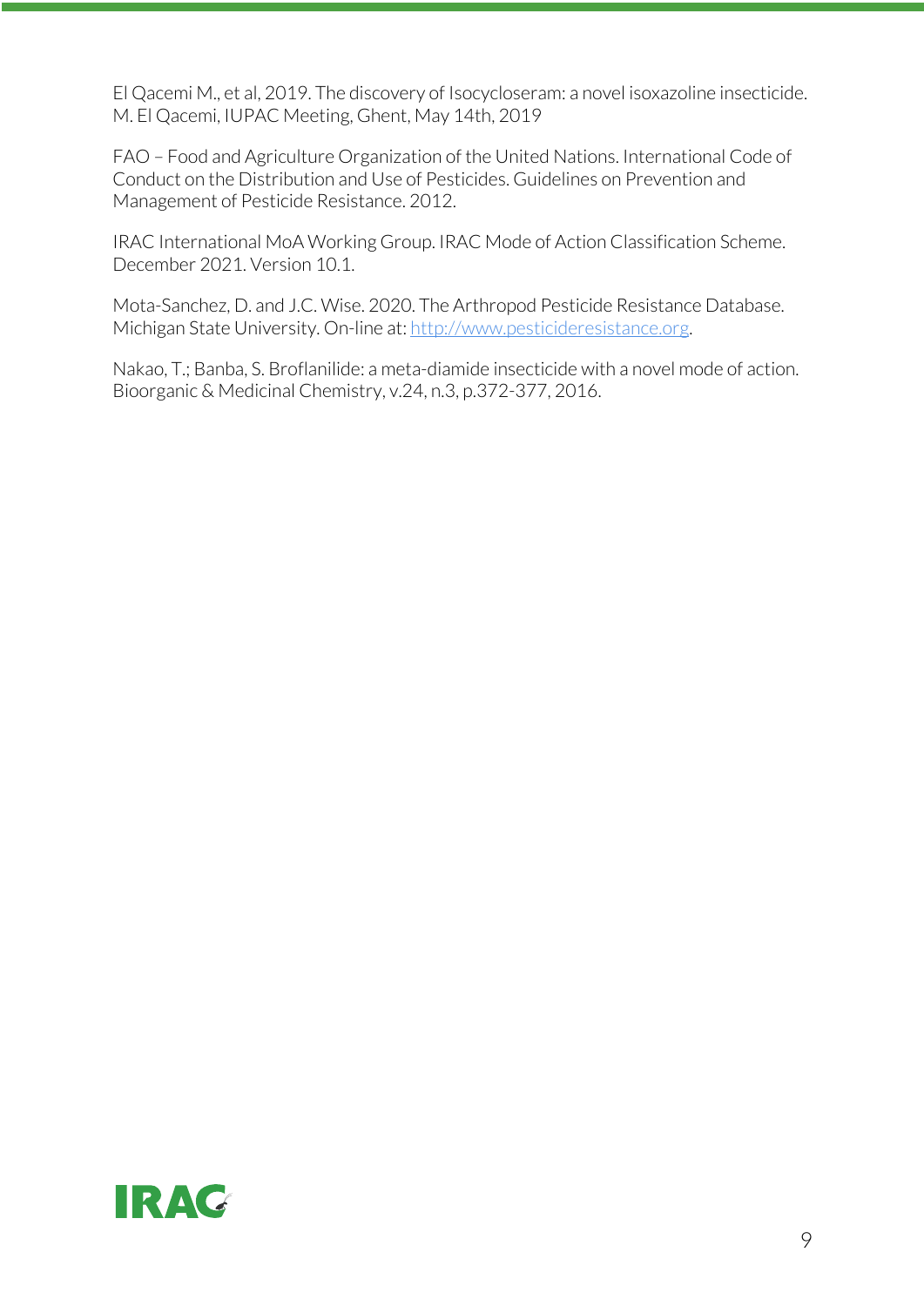El Qacemi M., et al, 2019. The discovery of Isocycloseram: a novel isoxazoline insecticide. M. El Qacemi, IUPAC Meeting, Ghent, May 14th, 2019

FAO – Food and Agriculture Organization of the United Nations. International Code of Conduct on the Distribution and Use of Pesticides. Guidelines on Prevention and Management of Pesticide Resistance. 2012.

IRAC International MoA Working Group. IRAC Mode of Action Classification Scheme. December 2021. Version 10.1.

Mota-Sanchez, D. and J.C. Wise. 2020. The Arthropod Pesticide Resistance Database. Michigan State University. On-line at: http://www.pesticideresistance.org.

Nakao, T.; Banba, S. Broflanilide: a meta-diamide insecticide with a novel mode of action. Bioorganic & Medicinal Chemistry, v.24, n.3, p.372-377, 2016.